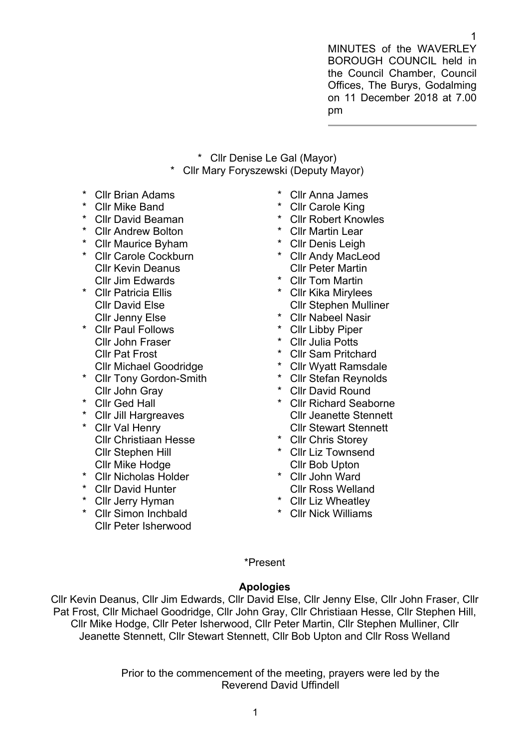MINUTES of the WAVERLEY BOROUGH COUNCIL held in the Council Chamber, Council Offices, The Burys, Godalming on 11 December 2018 at 7.00 pm

\* Cllr Denise Le Gal (Mayor)
\* Cllr Mary Foryszewski (Deputy Mayor)

- \* Cllr Brian Adams
- \* Cllr Mike Band
- \* Cllr David Beaman
- \* Cllr Andrew Bolton
- \* Cllr Maurice Byham
- \* Cllr Carole Cockburn
- Cllr Kevin Deanus
- Cllr Jim Edwards
- \* Cllr Patricia Ellis
- Cllr David Else
- Cllr Jenny Else
- \* Cllr Paul Follows
- Cllr John Fraser
- Cllr Pat Frost
- Cllr Michael Goodridge
- \* Cllr Tony Gordon-Smith
- Cllr John Gray
- \* Cllr Ged Hall
- \* Cllr Jill Hargreaves
- \* Cllr Val Henry
- Cllr Christiaan Hesse
- Cllr Stephen Hill
- Cllr Mike Hodge
- \* Cllr Nicholas Holder
- \* Cllr David Hunter
- \* Cllr Jerry Hyman
- \* Cllr Simon Inchbald
- Cllr Peter Isherwood
- \* Cllr Anna James
- \* Cllr Carole King
- \* Cllr Robert Knowles
- \* Cllr Martin Lear
- \* Cllr Denis Leigh
- \* Cllr Andy MacLeod
- Cllr Peter Martin
- \* Cllr Tom Martin
- \* Cllr Kika Mirylees
- Cllr Stephen Mulliner
- \* Cllr Nabeel Nasir
- \* Cllr Libby Piper
- \* Cllr Julia Potts
- \* Cllr Sam Pritchard
- \* Cllr Wyatt Ramsdale
- \* Cllr Stefan Reynolds
- \* Cllr David Round
- \* Cllr Richard Seaborne
- Cllr Jeanette Stennett
- Cllr Stewart Stennett
- \* Cllr Chris Storey
- \* Cllr Liz Townsend
- Cllr Bob Upton
- \* Cllr John Ward
- Cllr Ross Welland
- \* Cllr Liz Wheatley
- \* Cllr Nick Williams

\*Present

**Apologies**

Cllr Kevin Deanus, Cllr Jim Edwards, Cllr David Else, Cllr Jenny Else, Cllr John Fraser, Cllr Pat Frost, Cllr Michael Goodridge, Cllr John Gray, Cllr Christiaan Hesse, Cllr Stephen Hill, Cllr Mike Hodge, Cllr Peter Isherwood, Cllr Peter Martin, Cllr Stephen Mulliner, Cllr Jeanette Stennett, Cllr Stewart Stennett, Cllr Bob Upton and Cllr Ross Welland

Prior to the commencement of the meeting, prayers were led by the Reverend David Uffindell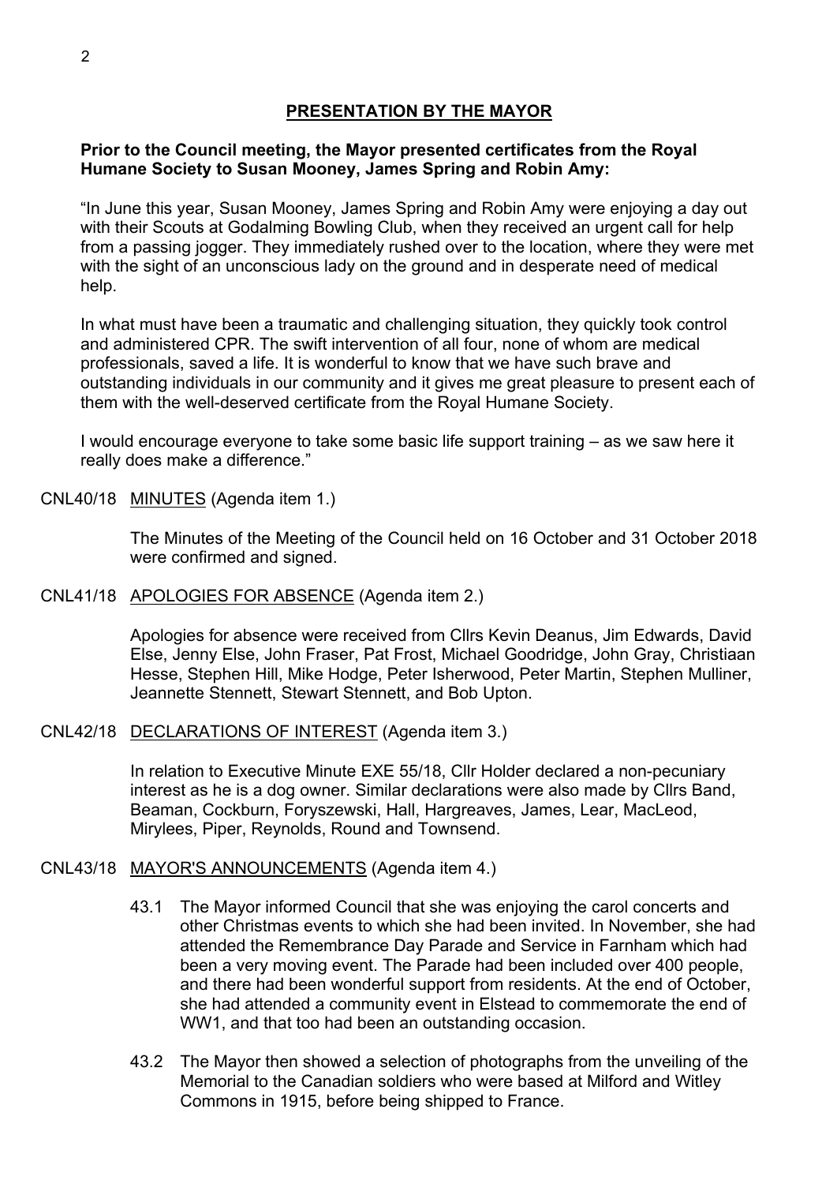## PRESENTATION BY THE MAYOR

**Prior to the Council meeting, the Mayor presented certificates from the Royal Humane Society to Susan Mooney, James Spring and Robin Amy:**

"In June this year, Susan Mooney, James Spring and Robin Amy were enjoying a day out with their Scouts at Godalming Bowling Club, when they received an urgent call for help from a passing jogger. They immediately rushed over to the location, where they were met with the sight of an unconscious lady on the ground and in desperate need of medical help.

In what must have been a traumatic and challenging situation, they quickly took control and administered CPR. The swift intervention of all four, none of whom are medical professionals, saved a life. It is wonderful to know that we have such brave and outstanding individuals in our community and it gives me great pleasure to present each of them with the well-deserved certificate from the Royal Humane Society.

I would encourage everyone to take some basic life support training – as we saw here it really does make a difference."

CNL40/18 MINUTES (Agenda item 1.)

The Minutes of the Meeting of the Council held on 16 October and 31 October 2018 were confirmed and signed.

CNL41/18 APOLOGIES FOR ABSENCE (Agenda item 2.)

Apologies for absence were received from Cllrs Kevin Deanus, Jim Edwards, David Else, Jenny Else, John Fraser, Pat Frost, Michael Goodridge, John Gray, Christiaan Hesse, Stephen Hill, Mike Hodge, Peter Isherwood, Peter Martin, Stephen Mulliner, Jeannette Stennett, Stewart Stennett, and Bob Upton.

CNL42/18 DECLARATIONS OF INTEREST (Agenda item 3.)

In relation to Executive Minute EXE 55/18, Cllr Holder declared a non-pecuniary interest as he is a dog owner. Similar declarations were also made by Cllrs Band, Beaman, Cockburn, Foryszewski, Hall, Hargreaves, James, Lear, MacLeod, Mirylees, Piper, Reynolds, Round and Townsend.

CNL43/18 MAYOR'S ANNOUNCEMENTS (Agenda item 4.)

43.1 The Mayor informed Council that she was enjoying the carol concerts and other Christmas events to which she had been invited. In November, she had attended the Remembrance Day Parade and Service in Farnham which had been a very moving event. The Parade had been included over 400 people, and there had been wonderful support from residents. At the end of October, she had attended a community event in Elstead to commemorate the end of WW1, and that too had been an outstanding occasion.

43.2 The Mayor then showed a selection of photographs from the unveiling of the Memorial to the Canadian soldiers who were based at Milford and Witley Commons in 1915, before being shipped to France.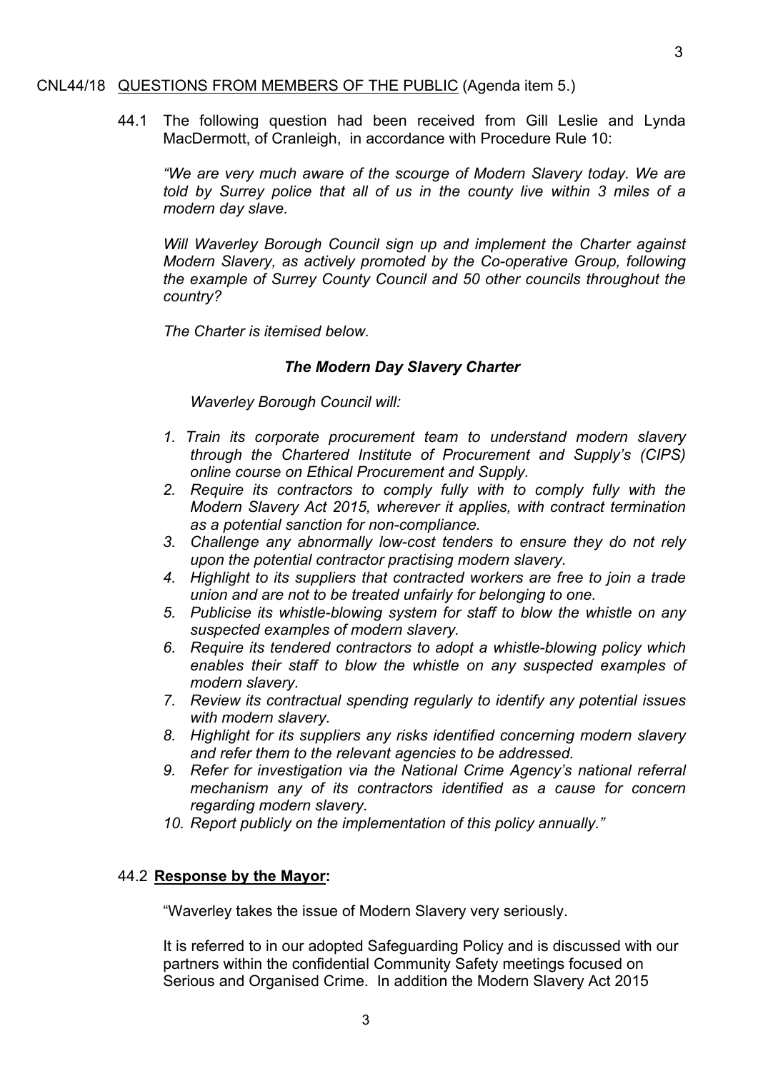CNL44/18 QUESTIONS FROM MEMBERS OF THE PUBLIC (Agenda item 5.)

44.1 The following question had been received from Gill Leslie and Lynda MacDermott, of Cranleigh, in accordance with Procedure Rule 10:

*"We are very much aware of the scourge of Modern Slavery today. We are told by Surrey police that all of us in the county live within 3 miles of a modern day slave.*

*Will Waverley Borough Council sign up and implement the Charter against Modern Slavery, as actively promoted by the Co-operative Group, following the example of Surrey County Council and 50 other councils throughout the country?*

*The Charter is itemised below.*

***The Modern Day Slavery Charter***

*Waverley Borough Council will:*

1. *Train its corporate procurement team to understand modern slavery through the Chartered Institute of Procurement and Supply's (CIPS) online course on Ethical Procurement and Supply.*
2. *Require its contractors to comply fully with to comply fully with the Modern Slavery Act 2015, wherever it applies, with contract termination as a potential sanction for non-compliance.*
3. *Challenge any abnormally low-cost tenders to ensure they do not rely upon the potential contractor practising modern slavery.*
4. *Highlight to its suppliers that contracted workers are free to join a trade union and are not to be treated unfairly for belonging to one.*
5. *Publicise its whistle-blowing system for staff to blow the whistle on any suspected examples of modern slavery.*
6. *Require its tendered contractors to adopt a whistle-blowing policy which enables their staff to blow the whistle on any suspected examples of modern slavery.*
7. *Review its contractual spending regularly to identify any potential issues with modern slavery.*
8. *Highlight for its suppliers any risks identified concerning modern slavery and refer them to the relevant agencies to be addressed.*
9. *Refer for investigation via the National Crime Agency's national referral mechanism any of its contractors identified as a cause for concern regarding modern slavery.*
10. *Report publicly on the implementation of this policy annually."*

44.2 **Response by the Mayor:**

"Waverley takes the issue of Modern Slavery very seriously.

It is referred to in our adopted Safeguarding Policy and is discussed with our partners within the confidential Community Safety meetings focused on Serious and Organised Crime. In addition the Modern Slavery Act 2015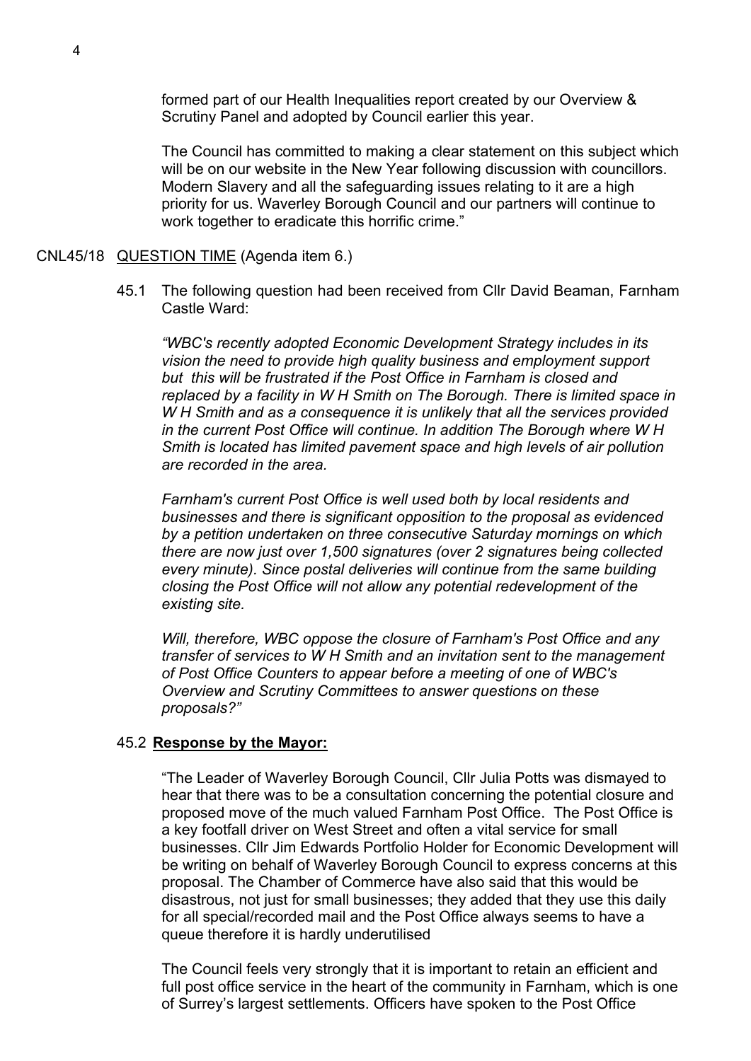formed part of our Health Inequalities report created by our Overview & Scrutiny Panel and adopted by Council earlier this year.

The Council has committed to making a clear statement on this subject which will be on our website in the New Year following discussion with councillors. Modern Slavery and all the safeguarding issues relating to it are a high priority for us. Waverley Borough Council and our partners will continue to work together to eradicate this horrific crime."

CNL45/18 QUESTION TIME (Agenda item 6.)

45.1 The following question had been received from Cllr David Beaman, Farnham Castle Ward:

*"WBC's recently adopted Economic Development Strategy includes in its vision the need to provide high quality business and employment support but this will be frustrated if the Post Office in Farnham is closed and replaced by a facility in W H Smith on The Borough. There is limited space in W H Smith and as a consequence it is unlikely that all the services provided in the current Post Office will continue. In addition The Borough where W H Smith is located has limited pavement space and high levels of air pollution are recorded in the area.*

*Farnham's current Post Office is well used both by local residents and businesses and there is significant opposition to the proposal as evidenced by a petition undertaken on three consecutive Saturday mornings on which there are now just over 1,500 signatures (over 2 signatures being collected every minute). Since postal deliveries will continue from the same building closing the Post Office will not allow any potential redevelopment of the existing site.*

*Will, therefore, WBC oppose the closure of Farnham's Post Office and any transfer of services to W H Smith and an invitation sent to the management of Post Office Counters to appear before a meeting of one of WBC's Overview and Scrutiny Committees to answer questions on these proposals?"*

45.2 **Response by the Mayor:**

"The Leader of Waverley Borough Council, Cllr Julia Potts was dismayed to hear that there was to be a consultation concerning the potential closure and proposed move of the much valued Farnham Post Office. The Post Office is a key footfall driver on West Street and often a vital service for small businesses. Cllr Jim Edwards Portfolio Holder for Economic Development will be writing on behalf of Waverley Borough Council to express concerns at this proposal. The Chamber of Commerce have also said that this would be disastrous, not just for small businesses; they added that they use this daily for all special/recorded mail and the Post Office always seems to have a queue therefore it is hardly underutilised

The Council feels very strongly that it is important to retain an efficient and full post office service in the heart of the community in Farnham, which is one of Surrey's largest settlements. Officers have spoken to the Post Office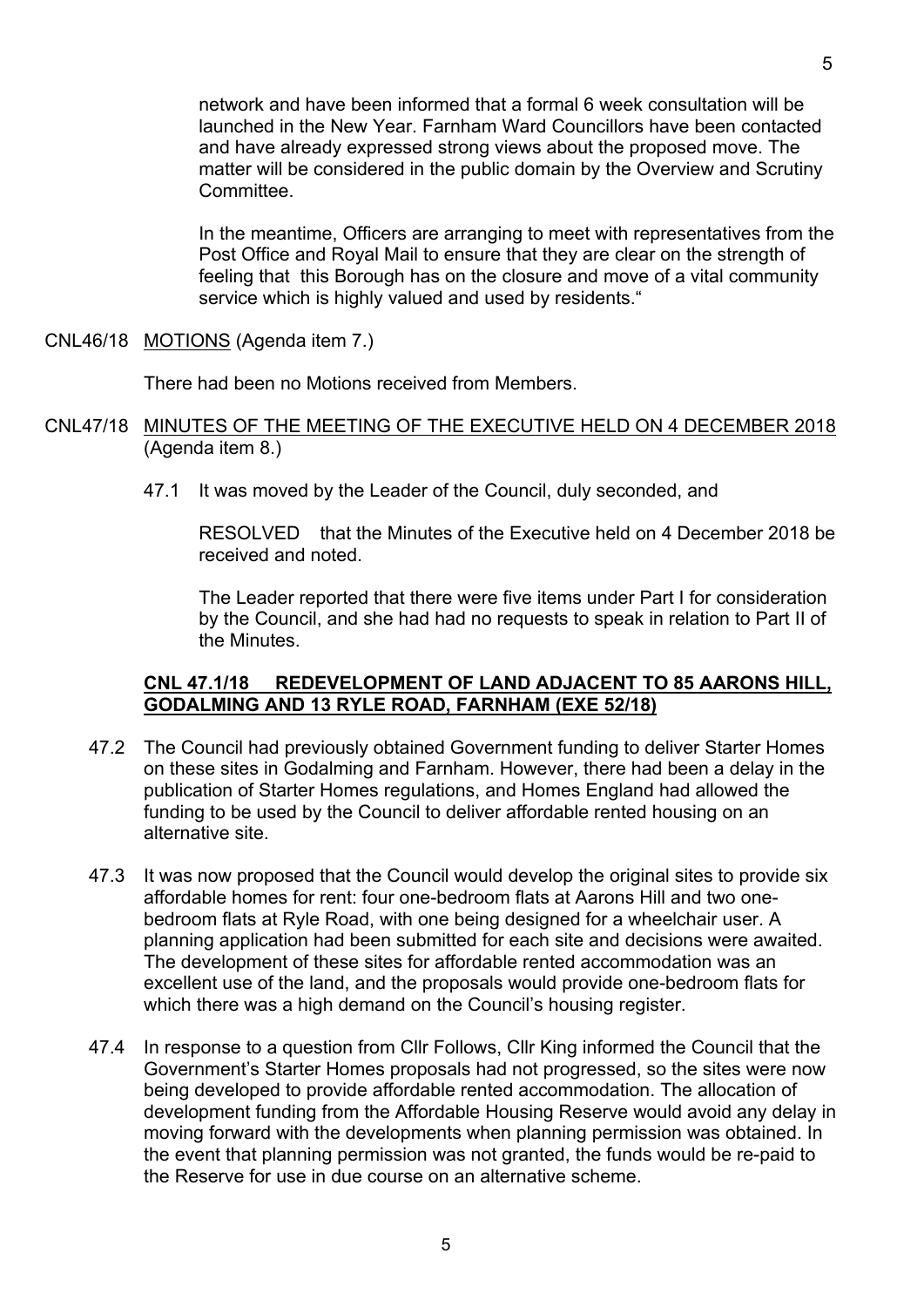network and have been informed that a formal 6 week consultation will be launched in the New Year. Farnham Ward Councillors have been contacted and have already expressed strong views about the proposed move. The matter will be considered in the public domain by the Overview and Scrutiny Committee.

In the meantime, Officers are arranging to meet with representatives from the Post Office and Royal Mail to ensure that they are clear on the strength of feeling that this Borough has on the closure and move of a vital community service which is highly valued and used by residents."

CNL46/18 MOTIONS (Agenda item 7.)

There had been no Motions received from Members.

CNL47/18 MINUTES OF THE MEETING OF THE EXECUTIVE HELD ON 4 DECEMBER 2018 (Agenda item 8.)

47.1 It was moved by the Leader of the Council, duly seconded, and

RESOLVED that the Minutes of the Executive held on 4 December 2018 be received and noted.

The Leader reported that there were five items under Part I for consideration by the Council, and she had had no requests to speak in relation to Part II of the Minutes.

**CNL 47.1/18 REDEVELOPMENT OF LAND ADJACENT TO 85 AARONS HILL, GODALMING AND 13 RYLE ROAD, FARNHAM (EXE 52/18)**

47.2 The Council had previously obtained Government funding to deliver Starter Homes on these sites in Godalming and Farnham. However, there had been a delay in the publication of Starter Homes regulations, and Homes England had allowed the funding to be used by the Council to deliver affordable rented housing on an alternative site.

47.3 It was now proposed that the Council would develop the original sites to provide six affordable homes for rent: four one-bedroom flats at Aarons Hill and two one-bedroom flats at Ryle Road, with one being designed for a wheelchair user. A planning application had been submitted for each site and decisions were awaited. The development of these sites for affordable rented accommodation was an excellent use of the land, and the proposals would provide one-bedroom flats for which there was a high demand on the Council's housing register.

47.4 In response to a question from Cllr Follows, Cllr King informed the Council that the Government's Starter Homes proposals had not progressed, so the sites were now being developed to provide affordable rented accommodation. The allocation of development funding from the Affordable Housing Reserve would avoid any delay in moving forward with the developments when planning permission was obtained. In the event that planning permission was not granted, the funds would be re-paid to the Reserve for use in due course on an alternative scheme.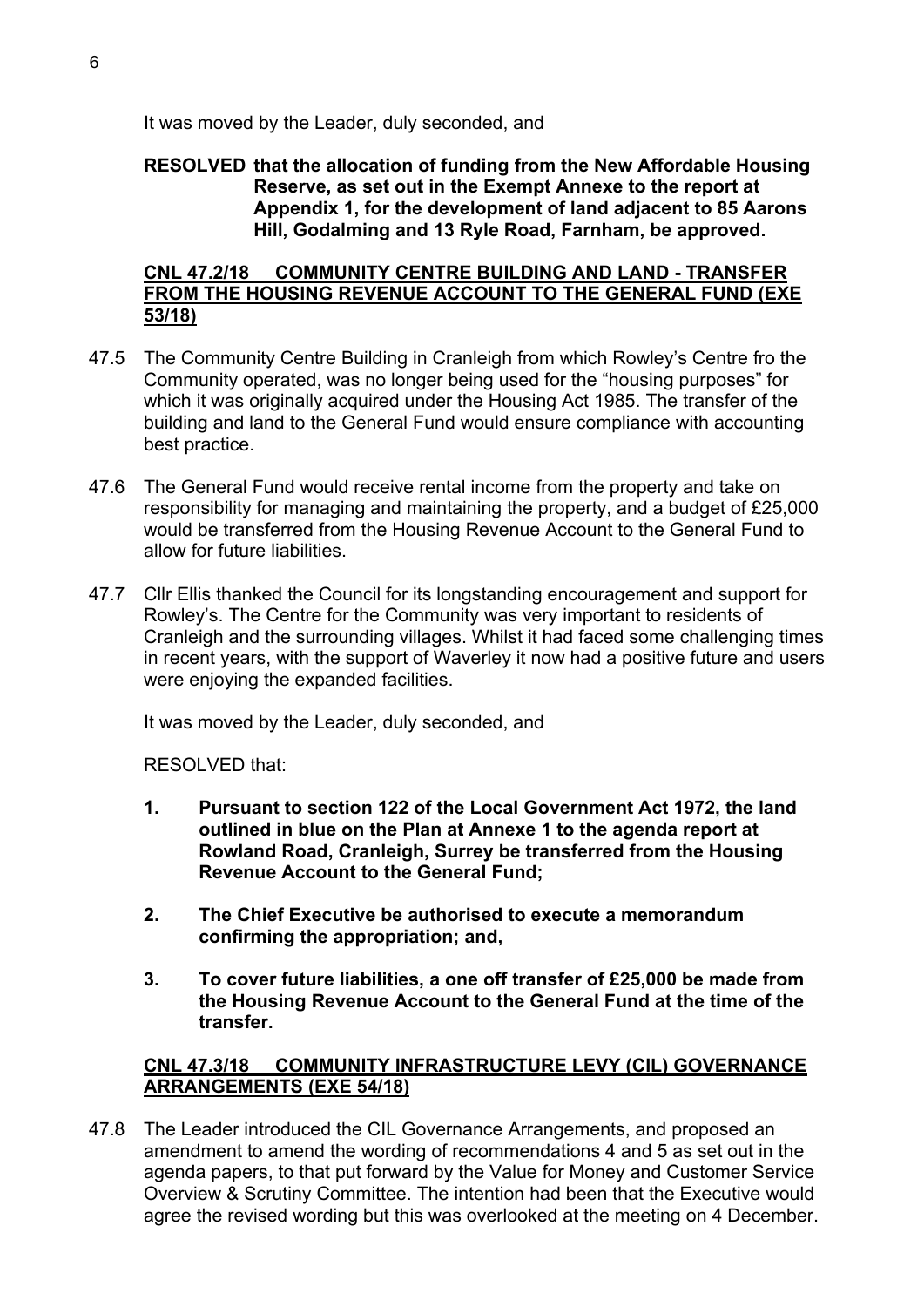It was moved by the Leader, duly seconded, and

**RESOLVED that the allocation of funding from the New Affordable Housing Reserve, as set out in the Exempt Annexe to the report at Appendix 1, for the development of land adjacent to 85 Aarons Hill, Godalming and 13 Ryle Road, Farnham, be approved.**

**CNL 47.2/18 COMMUNITY CENTRE BUILDING AND LAND - TRANSFER FROM THE HOUSING REVENUE ACCOUNT TO THE GENERAL FUND (EXE 53/18)**

47.5 The Community Centre Building in Cranleigh from which Rowley's Centre fro the Community operated, was no longer being used for the "housing purposes" for which it was originally acquired under the Housing Act 1985. The transfer of the building and land to the General Fund would ensure compliance with accounting best practice.

47.6 The General Fund would receive rental income from the property and take on responsibility for managing and maintaining the property, and a budget of £25,000 would be transferred from the Housing Revenue Account to the General Fund to allow for future liabilities.

47.7 Cllr Ellis thanked the Council for its longstanding encouragement and support for Rowley's. The Centre for the Community was very important to residents of Cranleigh and the surrounding villages. Whilst it had faced some challenging times in recent years, with the support of Waverley it now had a positive future and users were enjoying the expanded facilities.

It was moved by the Leader, duly seconded, and

RESOLVED that:

1. **Pursuant to section 122 of the Local Government Act 1972, the land outlined in blue on the Plan at Annexe 1 to the agenda report at Rowland Road, Cranleigh, Surrey be transferred from the Housing Revenue Account to the General Fund;**

2. **The Chief Executive be authorised to execute a memorandum confirming the appropriation; and,**

3. **To cover future liabilities, a one off transfer of £25,000 be made from the Housing Revenue Account to the General Fund at the time of the transfer.**

**CNL 47.3/18 COMMUNITY INFRASTRUCTURE LEVY (CIL) GOVERNANCE ARRANGEMENTS (EXE 54/18)**

47.8 The Leader introduced the CIL Governance Arrangements, and proposed an amendment to amend the wording of recommendations 4 and 5 as set out in the agenda papers, to that put forward by the Value for Money and Customer Service Overview & Scrutiny Committee. The intention had been that the Executive would agree the revised wording but this was overlooked at the meeting on 4 December.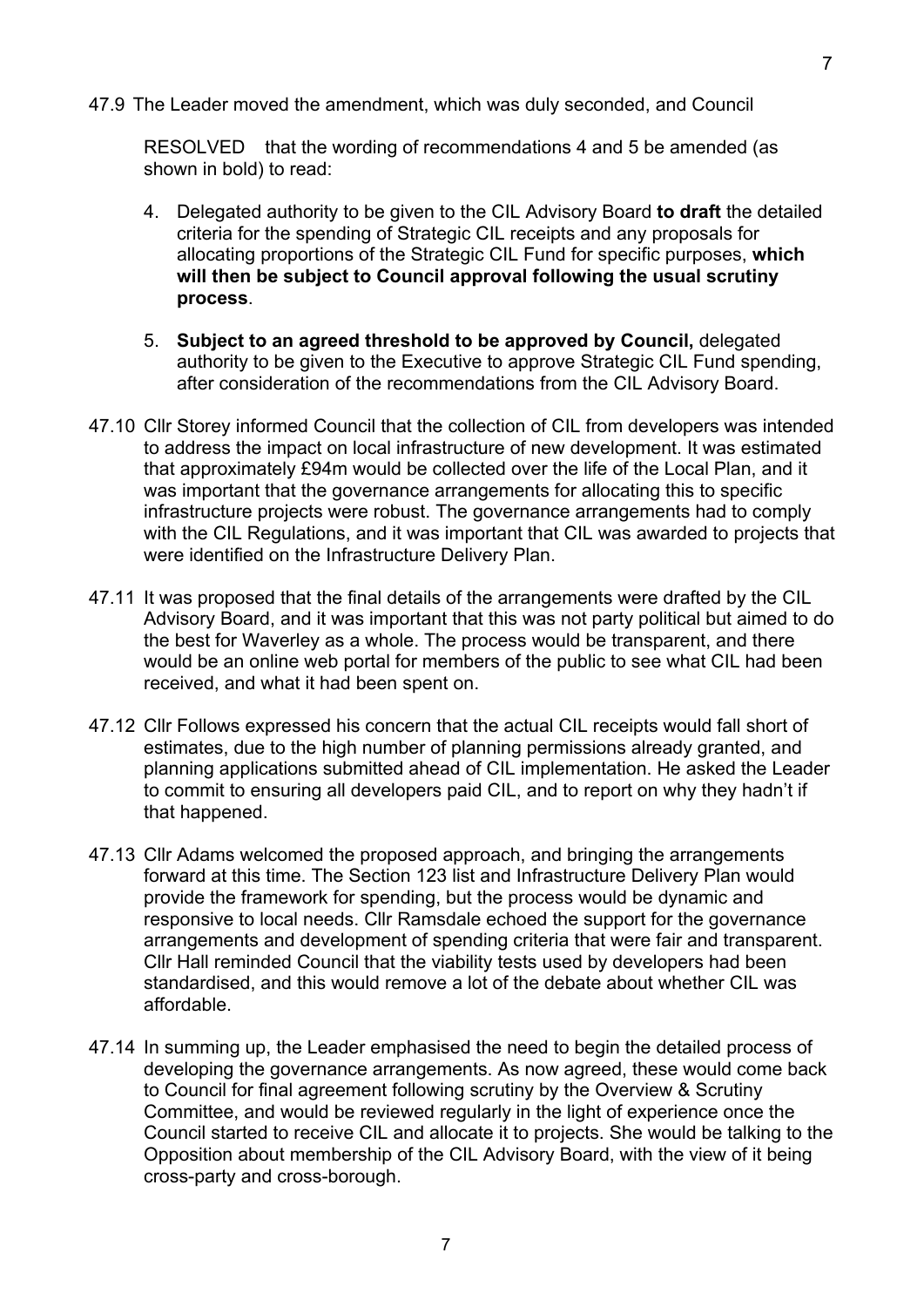47.9 The Leader moved the amendment, which was duly seconded, and Council

RESOLVED that the wording of recommendations 4 and 5 be amended (as shown in bold) to read:

4. Delegated authority to be given to the CIL Advisory Board **to draft** the detailed criteria for the spending of Strategic CIL receipts and any proposals for allocating proportions of the Strategic CIL Fund for specific purposes, **which will then be subject to Council approval following the usual scrutiny process**.

5. **Subject to an agreed threshold to be approved by Council,** delegated authority to be given to the Executive to approve Strategic CIL Fund spending, after consideration of the recommendations from the CIL Advisory Board.

47.10 Cllr Storey informed Council that the collection of CIL from developers was intended to address the impact on local infrastructure of new development. It was estimated that approximately £94m would be collected over the life of the Local Plan, and it was important that the governance arrangements for allocating this to specific infrastructure projects were robust. The governance arrangements had to comply with the CIL Regulations, and it was important that CIL was awarded to projects that were identified on the Infrastructure Delivery Plan.

47.11 It was proposed that the final details of the arrangements were drafted by the CIL Advisory Board, and it was important that this was not party political but aimed to do the best for Waverley as a whole. The process would be transparent, and there would be an online web portal for members of the public to see what CIL had been received, and what it had been spent on.

47.12 Cllr Follows expressed his concern that the actual CIL receipts would fall short of estimates, due to the high number of planning permissions already granted, and planning applications submitted ahead of CIL implementation. He asked the Leader to commit to ensuring all developers paid CIL, and to report on why they hadn't if that happened.

47.13 Cllr Adams welcomed the proposed approach, and bringing the arrangements forward at this time. The Section 123 list and Infrastructure Delivery Plan would provide the framework for spending, but the process would be dynamic and responsive to local needs. Cllr Ramsdale echoed the support for the governance arrangements and development of spending criteria that were fair and transparent. Cllr Hall reminded Council that the viability tests used by developers had been standardised, and this would remove a lot of the debate about whether CIL was affordable.

47.14 In summing up, the Leader emphasised the need to begin the detailed process of developing the governance arrangements. As now agreed, these would come back to Council for final agreement following scrutiny by the Overview & Scrutiny Committee, and would be reviewed regularly in the light of experience once the Council started to receive CIL and allocate it to projects. She would be talking to the Opposition about membership of the CIL Advisory Board, with the view of it being cross-party and cross-borough.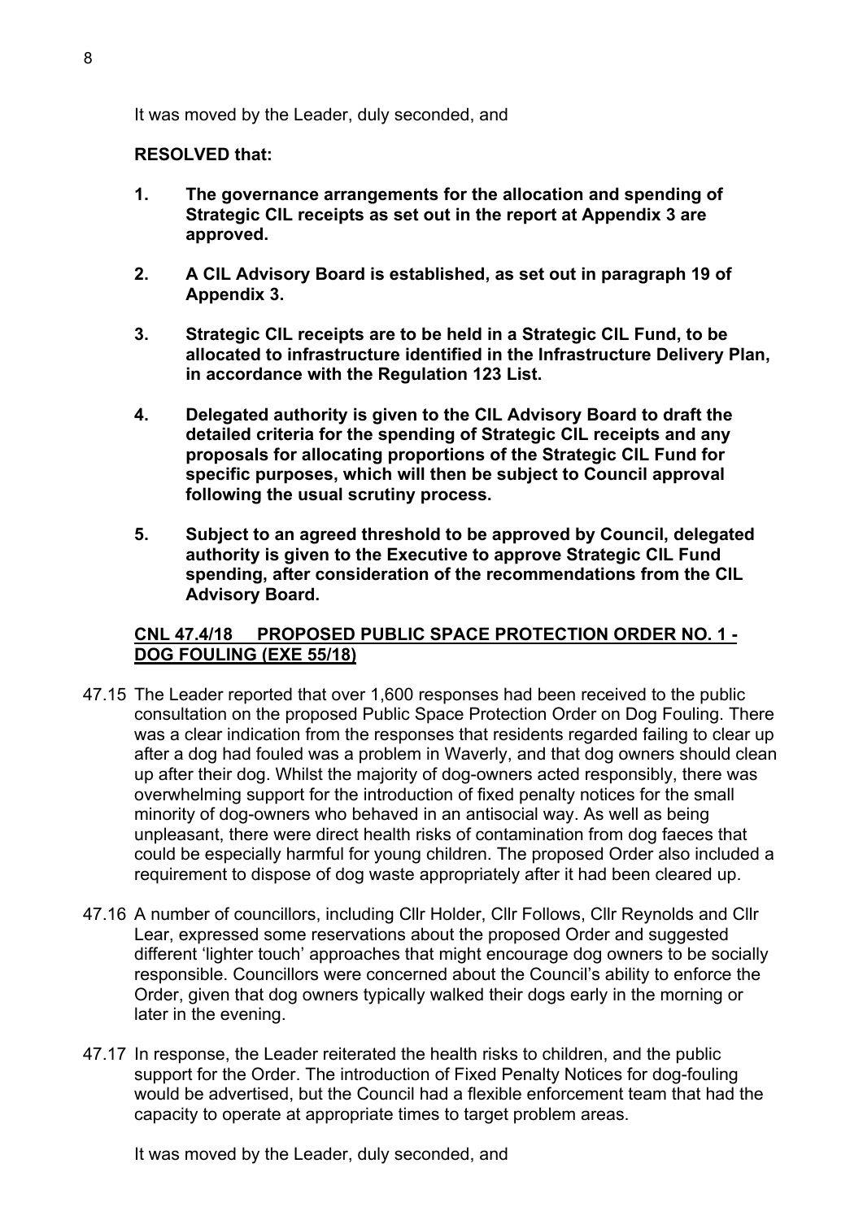It was moved by the Leader, duly seconded, and

**RESOLVED that:**

1. **The governance arrangements for the allocation and spending of Strategic CIL receipts as set out in the report at Appendix 3 are approved.**

2. **A CIL Advisory Board is established, as set out in paragraph 19 of Appendix 3.**

3. **Strategic CIL receipts are to be held in a Strategic CIL Fund, to be allocated to infrastructure identified in the Infrastructure Delivery Plan, in accordance with the Regulation 123 List.**

4. **Delegated authority is given to the CIL Advisory Board to draft the detailed criteria for the spending of Strategic CIL receipts and any proposals for allocating proportions of the Strategic CIL Fund for specific purposes, which will then be subject to Council approval following the usual scrutiny process.**

5. **Subject to an agreed threshold to be approved by Council, delegated authority is given to the Executive to approve Strategic CIL Fund spending, after consideration of the recommendations from the CIL Advisory Board.**

## CNL 47.4/18 PROPOSED PUBLIC SPACE PROTECTION ORDER NO. 1 - DOG FOULING (EXE 55/18)

47.15 The Leader reported that over 1,600 responses had been received to the public consultation on the proposed Public Space Protection Order on Dog Fouling. There was a clear indication from the responses that residents regarded failing to clear up after a dog had fouled was a problem in Waverly, and that dog owners should clean up after their dog. Whilst the majority of dog-owners acted responsibly, there was overwhelming support for the introduction of fixed penalty notices for the small minority of dog-owners who behaved in an antisocial way. As well as being unpleasant, there were direct health risks of contamination from dog faeces that could be especially harmful for young children. The proposed Order also included a requirement to dispose of dog waste appropriately after it had been cleared up.

47.16 A number of councillors, including Cllr Holder, Cllr Follows, Cllr Reynolds and Cllr Lear, expressed some reservations about the proposed Order and suggested different 'lighter touch' approaches that might encourage dog owners to be socially responsible. Councillors were concerned about the Council's ability to enforce the Order, given that dog owners typically walked their dogs early in the morning or later in the evening.

47.17 In response, the Leader reiterated the health risks to children, and the public support for the Order. The introduction of Fixed Penalty Notices for dog-fouling would be advertised, but the Council had a flexible enforcement team that had the capacity to operate at appropriate times to target problem areas.

It was moved by the Leader, duly seconded, and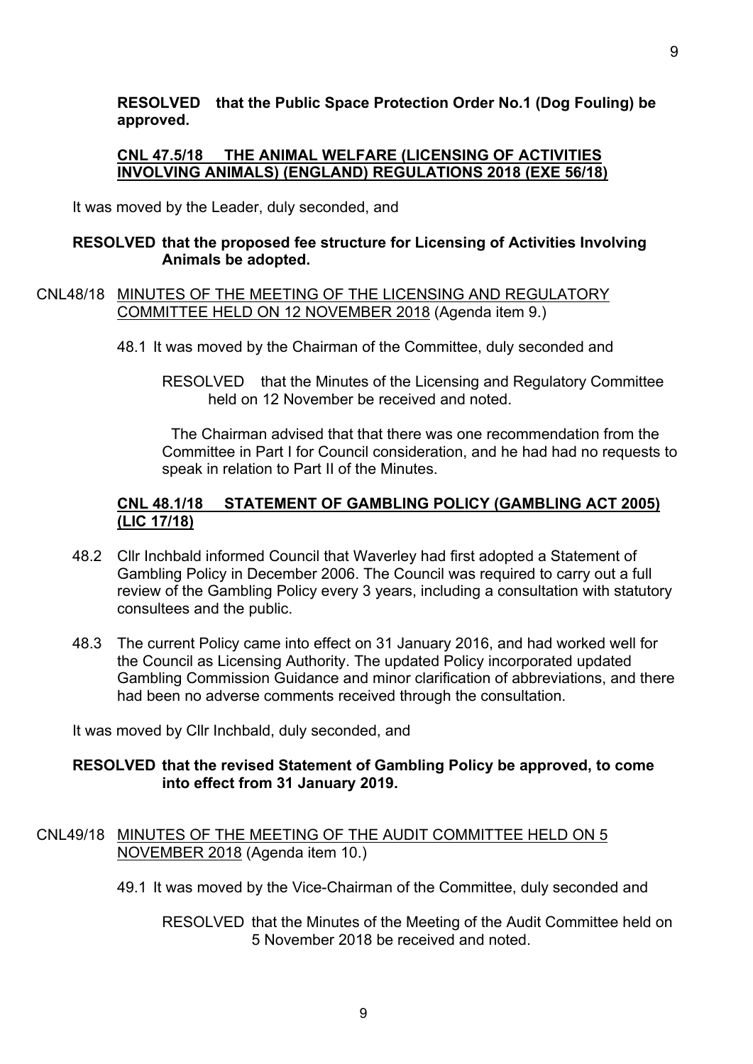**RESOLVED that the Public Space Protection Order No.1 (Dog Fouling) be approved.**

**CNL 47.5/18 THE ANIMAL WELFARE (LICENSING OF ACTIVITIES INVOLVING ANIMALS) (ENGLAND) REGULATIONS 2018 (EXE 56/18)**

It was moved by the Leader, duly seconded, and

**RESOLVED that the proposed fee structure for Licensing of Activities Involving Animals be adopted.**

CNL48/18 MINUTES OF THE MEETING OF THE LICENSING AND REGULATORY COMMITTEE HELD ON 12 NOVEMBER 2018 (Agenda item 9.)

48.1 It was moved by the Chairman of the Committee, duly seconded and

RESOLVED that the Minutes of the Licensing and Regulatory Committee held on 12 November be received and noted.

The Chairman advised that that there was one recommendation from the Committee in Part I for Council consideration, and he had had no requests to speak in relation to Part II of the Minutes.

**CNL 48.1/18 STATEMENT OF GAMBLING POLICY (GAMBLING ACT 2005) (LIC 17/18)**

48.2 Cllr Inchbald informed Council that Waverley had first adopted a Statement of Gambling Policy in December 2006. The Council was required to carry out a full review of the Gambling Policy every 3 years, including a consultation with statutory consultees and the public.

48.3 The current Policy came into effect on 31 January 2016, and had worked well for the Council as Licensing Authority. The updated Policy incorporated updated Gambling Commission Guidance and minor clarification of abbreviations, and there had been no adverse comments received through the consultation.

It was moved by Cllr Inchbald, duly seconded, and

**RESOLVED that the revised Statement of Gambling Policy be approved, to come into effect from 31 January 2019.**

CNL49/18 MINUTES OF THE MEETING OF THE AUDIT COMMITTEE HELD ON 5 NOVEMBER 2018 (Agenda item 10.)

49.1 It was moved by the Vice-Chairman of the Committee, duly seconded and

RESOLVED that the Minutes of the Meeting of the Audit Committee held on 5 November 2018 be received and noted.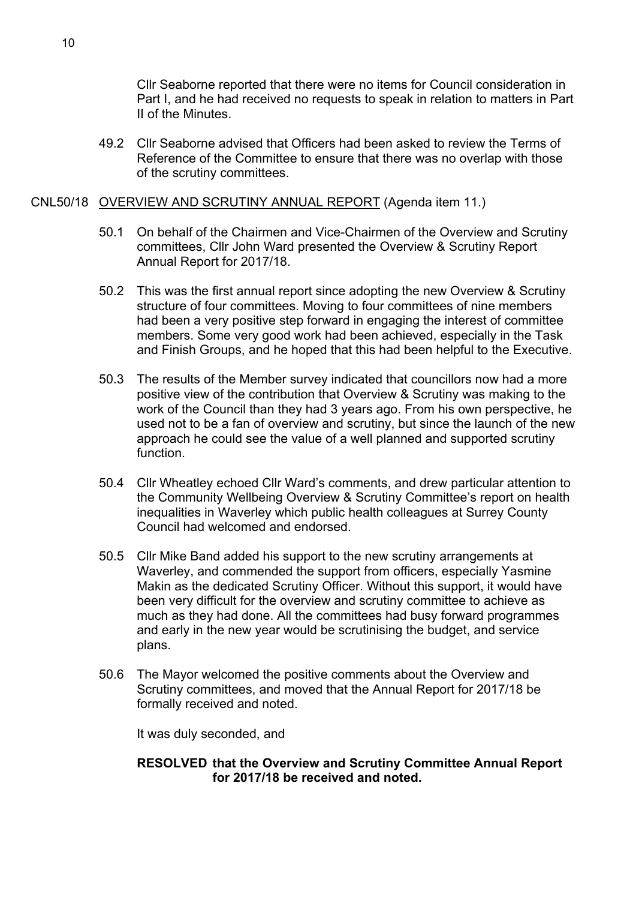Cllr Seaborne reported that there were no items for Council consideration in Part I, and he had received no requests to speak in relation to matters in Part II of the Minutes.

49.2 Cllr Seaborne advised that Officers had been asked to review the Terms of Reference of the Committee to ensure that there was no overlap with those of the scrutiny committees.

CNL50/18 <u>OVERVIEW AND SCRUTINY ANNUAL REPORT</u> (Agenda item 11.)

50.1 On behalf of the Chairmen and Vice-Chairmen of the Overview and Scrutiny committees, Cllr John Ward presented the Overview & Scrutiny Report Annual Report for 2017/18.

50.2 This was the first annual report since adopting the new Overview & Scrutiny structure of four committees. Moving to four committees of nine members had been a very positive step forward in engaging the interest of committee members. Some very good work had been achieved, especially in the Task and Finish Groups, and he hoped that this had been helpful to the Executive.

50.3 The results of the Member survey indicated that councillors now had a more positive view of the contribution that Overview & Scrutiny was making to the work of the Council than they had 3 years ago. From his own perspective, he used not to be a fan of overview and scrutiny, but since the launch of the new approach he could see the value of a well planned and supported scrutiny function.

50.4 Cllr Wheatley echoed Cllr Ward's comments, and drew particular attention to the Community Wellbeing Overview & Scrutiny Committee's report on health inequalities in Waverley which public health colleagues at Surrey County Council had welcomed and endorsed.

50.5 Cllr Mike Band added his support to the new scrutiny arrangements at Waverley, and commended the support from officers, especially Yasmine Makin as the dedicated Scrutiny Officer. Without this support, it would have been very difficult for the overview and scrutiny committee to achieve as much as they had done. All the committees had busy forward programmes and early in the new year would be scrutinising the budget, and service plans.

50.6 The Mayor welcomed the positive comments about the Overview and Scrutiny committees, and moved that the Annual Report for 2017/18 be formally received and noted.

It was duly seconded, and

**RESOLVED that the Overview and Scrutiny Committee Annual Report for 2017/18 be received and noted.**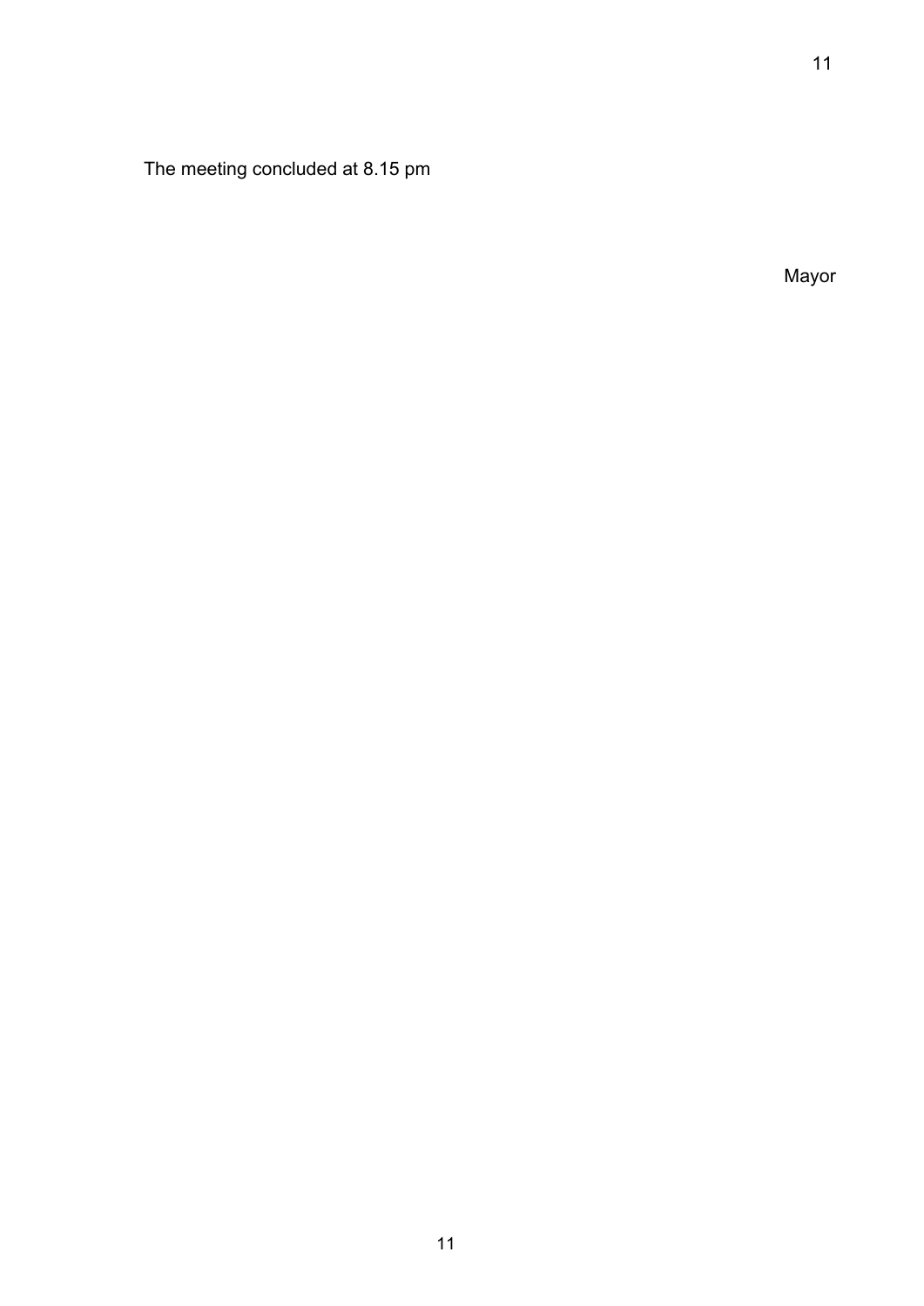The meeting concluded at 8.15 pm

Mayor